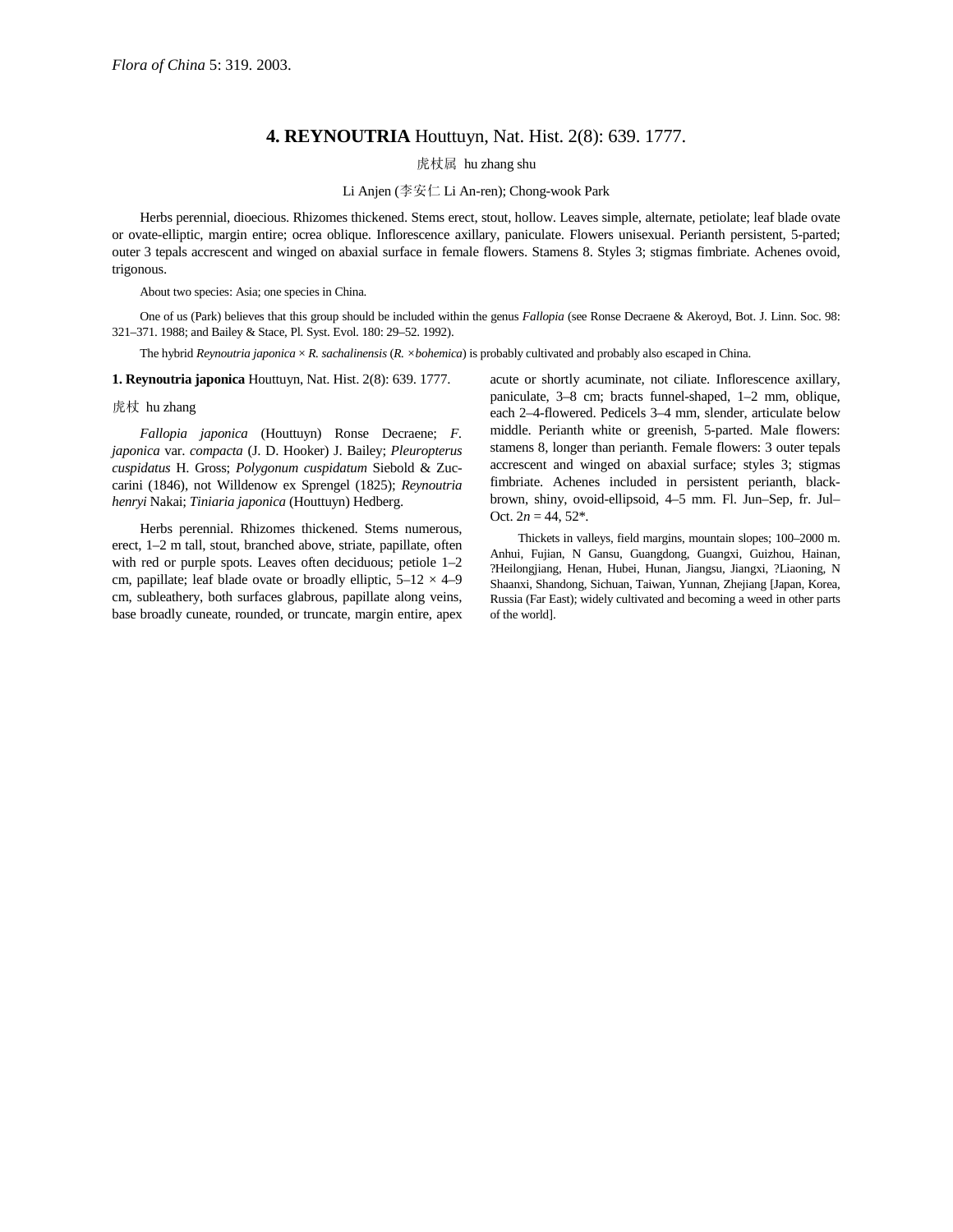Flora of China 5: 319. 2003.

# 4. REYNOUTRIA Houttuyn, Nat. Hist. 2(8): 639. 1777.

虎杖属 hu zhang shu

Li Anjen (李安仁 Li An-ren); Chong-wook Park

Herbs perennial, dioecious. Rhizomes thickened. Stems erect, stout, hollow. Leaves simple, alternate, petiolate; leaf blade ovate or ovate-elliptic, margin entire; ocrea oblique. Inflorescence axillary, paniculate. Flowers unisexual. Perianth persistent, 5-parted; outer 3 tepals accrescent and winged on abaxial surface in female flowers. Stamens 8. Styles 3; stigmas fimbriate. Achenes ovoid, trigonous.

About two species: Asia; one species in China.

One of us (Park) believes that this group should be included within the genus *Fallopia* (see Ronse Decraene & Akeroyd, Bot. J. Linn. Soc. 98: 321–371. 1988; and Bailey & Stace, Pl. Syst. Evol. 180: 29–52. 1992).

The hybrid *Reynoutria japonica* × *R. sachalinensis* (*R.* ×*bohemica*) is probably cultivated and probably also escaped in China.

**1. Reynoutria japonica** Houttuyn, Nat. Hist. 2(8): 639. 1777.

虎杖 hu zhang

*Fallopia japonica* (Houttuyn) Ronse Decraene; *F. japonica* var. *compacta* (J. D. Hooker) J. Bailey; *Pleuropterus cuspidatus* H. Gross; *Polygonum cuspidatum* Siebold & Zuccarini (1846), not Willdenow ex Sprengel (1825); *Reynoutria henryi* Nakai; *Tiniaria japonica* (Houttuyn) Hedberg.

Herbs perennial. Rhizomes thickened. Stems numerous, erect, 1–2 m tall, stout, branched above, striate, papillate, often with red or purple spots. Leaves often deciduous; petiole 1–2 cm, papillate; leaf blade ovate or broadly elliptic, 5–12 × 4–9 cm, subleathery, both surfaces glabrous, papillate along veins, base broadly cuneate, rounded, or truncate, margin entire, apex acute or shortly acuminate, not ciliate. Inflorescence axillary, paniculate, 3–8 cm; bracts funnel-shaped, 1–2 mm, oblique, each 2–4-flowered. Pedicels 3–4 mm, slender, articulate below middle. Perianth white or greenish, 5-parted. Male flowers: stamens 8, longer than perianth. Female flowers: 3 outer tepals accrescent and winged on abaxial surface; styles 3; stigmas fimbriate. Achenes included in persistent perianth, black-brown, shiny, ovoid-ellipsoid, 4–5 mm. Fl. Jun–Sep, fr. Jul–Oct. $2n = 44, 52$*.

Thickets in valleys, field margins, mountain slopes; 100–2000 m. Anhui, Fujian, N Gansu, Guangdong, Guangxi, Guizhou, Hainan, ?Heilongjiang, Henan, Hubei, Hunan, Jiangsu, Jiangxi, ?Liaoning, N Shaanxi, Shandong, Sichuan, Taiwan, Yunnan, Zhejiang [Japan, Korea, Russia (Far East); widely cultivated and becoming a weed in other parts of the world].